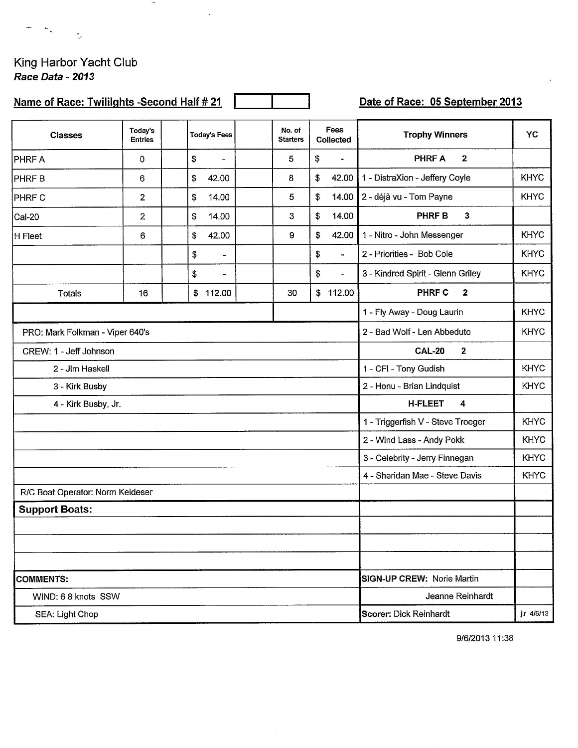King Harbor Yacht Club
*Race Data - 2013*

**Name of Race: Twililghts -Second Half # 21**

**Date of Race: 05 September 2013**

| Classes | Today's Entries | | Today's Fees | | No. of Starters | Fees Collected | Trophy Winners | YC |
|---|---|---|---|---|---|---|---|---|
| PHRF A | 0 | | $ - | | 5 | $ - | **PHRF A 2** | |
| PHRF B | 6 | | $ 42.00 | | 8 | $ 42.00 | 1 - DistraXion - Jeffery Coyle | KHYC |
| PHRF C | 2 | | $ 14.00 | | 5 | $ 14.00 | 2 - déjà vu - Tom Payne | KHYC |
| Cal-20 | 2 | | $ 14.00 | | 3 | $ 14.00 | **PHRF B 3** | |
| H Fleet | 6 | | $ 42.00 | | 9 | $ 42.00 | 1 - Nitro - John Messenger | KHYC |
| | | | $ - | | | $ - | 2 - Priorities - Bob Cole | KHYC |
| | | | $ - | | | $ - | 3 - Kindred Spirit - Glenn Griley | KHYC |
| Totals | 16 | | $ 112.00 | | 30 | $ 112.00 | **PHRF C 2** | |
| | | | | | | | 1 - Fly Away - Doug Laurin | KHYC |
| PRO: Mark Folkman - Viper 640's | | | | | | | 2 - Bad Wolf - Len Abbeduto | KHYC |
| CREW: 1 - Jeff Johnson | | | | | | | **CAL-20 2** | |
| 2 - Jim Haskell | | | | | | | 1 - CFI - Tony Gudish | KHYC |
| 3 - Kirk Busby | | | | | | | 2 - Honu - Brian Lindquist | KHYC |
| 4 - Kirk Busby, Jr. | | | | | | | **H-FLEET 4** | |
| | | | | | | | 1 - Triggerfish V - Steve Troeger | KHYC |
| | | | | | | | 2 - Wind Lass - Andy Pokk | KHYC |
| | | | | | | | 3 - Celebrity - Jerry Finnegan | KHYC |
| | | | | | | | 4 - Sheridan Mae - Steve Davis | KHYC |
| R/C Boat Operator: Norm Keideser | | | | | | | | |
| **Support Boats:** | | | | | | | | |
| | | | | | | | | |
| | | | | | | | | |
| | | | | | | | | |
| **COMMENTS:** | | | | | | | **SIGN-UP CREW:** Norie Martin | |
| WIND: 6 8 knots SSW | | | | | | | Jeanne Reinhardt | |
| SEA: Light Chop | | | | | | | **Scorer:** Dick Reinhardt | jlr 4/6/13 |

9/6/2013 11:38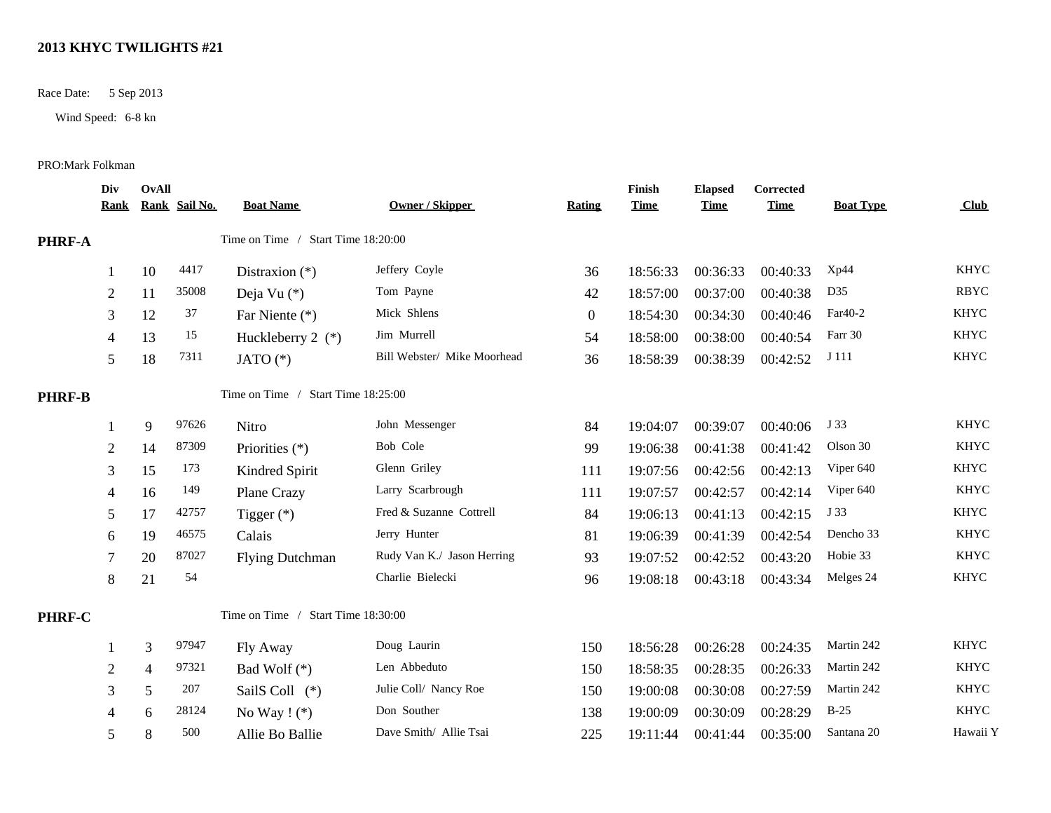## 2013 KHYC TWILIGHTS #21

Race Date: 5 Sep 2013

Wind Speed: 6-8 kn

PRO:Mark Folkman

| Div Rank | OvAll Rank | Sail No. | Boat Name | Owner / Skipper | Rating | Finish Time | Elapsed Time | Corrected Time | Boat Type | Club |
|---|---|---|---|---|---|---|---|---|---|---|
| **PHRF-A** | | | Time on Time / Start Time 18:20:00 | | | | | | | |
| 1 | 10 | 4417 | Distraxion (*) | Jeffery Coyle | 36 | 18:56:33 | 00:36:33 | 00:40:33 | Xp44 | KHYC |
| 2 | 11 | 35008 | Deja Vu (*) | Tom Payne | 42 | 18:57:00 | 00:37:00 | 00:40:38 | D35 | RBYC |
| 3 | 12 | 37 | Far Niente (*) | Mick Shlens | 0 | 18:54:30 | 00:34:30 | 00:40:46 | Far40-2 | KHYC |
| 4 | 13 | 15 | Huckleberry 2 (*) | Jim Murrell | 54 | 18:58:00 | 00:38:00 | 00:40:54 | Farr 30 | KHYC |
| 5 | 18 | 7311 | JATO (*) | Bill Webster/ Mike Moorhead | 36 | 18:58:39 | 00:38:39 | 00:42:52 | J 111 | KHYC |
| **PHRF-B** | | | Time on Time / Start Time 18:25:00 | | | | | | | |
| 1 | 9 | 97626 | Nitro | John Messenger | 84 | 19:04:07 | 00:39:07 | 00:40:06 | J 33 | KHYC |
| 2 | 14 | 87309 | Priorities (*) | Bob Cole | 99 | 19:06:38 | 00:41:38 | 00:41:42 | Olson 30 | KHYC |
| 3 | 15 | 173 | Kindred Spirit | Glenn Griley | 111 | 19:07:56 | 00:42:56 | 00:42:13 | Viper 640 | KHYC |
| 4 | 16 | 149 | Plane Crazy | Larry Scarbrough | 111 | 19:07:57 | 00:42:57 | 00:42:14 | Viper 640 | KHYC |
| 5 | 17 | 42757 | Tigger (*) | Fred & Suzanne Cottrell | 84 | 19:06:13 | 00:41:13 | 00:42:15 | J 33 | KHYC |
| 6 | 19 | 46575 | Calais | Jerry Hunter | 81 | 19:06:39 | 00:41:39 | 00:42:54 | Dencho 33 | KHYC |
| 7 | 20 | 87027 | Flying Dutchman | Rudy Van K./ Jason Herring | 93 | 19:07:52 | 00:42:52 | 00:43:20 | Hobie 33 | KHYC |
| 8 | 21 | 54 | | Charlie Bielecki | 96 | 19:08:18 | 00:43:18 | 00:43:34 | Melges 24 | KHYC |
| **PHRF-C** | | | Time on Time / Start Time 18:30:00 | | | | | | | |
| 1 | 3 | 97947 | Fly Away | Doug Laurin | 150 | 18:56:28 | 00:26:28 | 00:24:35 | Martin 242 | KHYC |
| 2 | 4 | 97321 | Bad Wolf (*) | Len Abbeduto | 150 | 18:58:35 | 00:28:35 | 00:26:33 | Martin 242 | KHYC |
| 3 | 5 | 207 | SailS Coll (*) | Julie Coll/ Nancy Roe | 150 | 19:00:08 | 00:30:08 | 00:27:59 | Martin 242 | KHYC |
| 4 | 6 | 28124 | No Way ! (*) | Don Souther | 138 | 19:00:09 | 00:30:09 | 00:28:29 | B-25 | KHYC |
| 5 | 8 | 500 | Allie Bo Ballie | Dave Smith/ Allie Tsai | 225 | 19:11:44 | 00:41:44 | 00:35:00 | Santana 20 | Hawaii Y |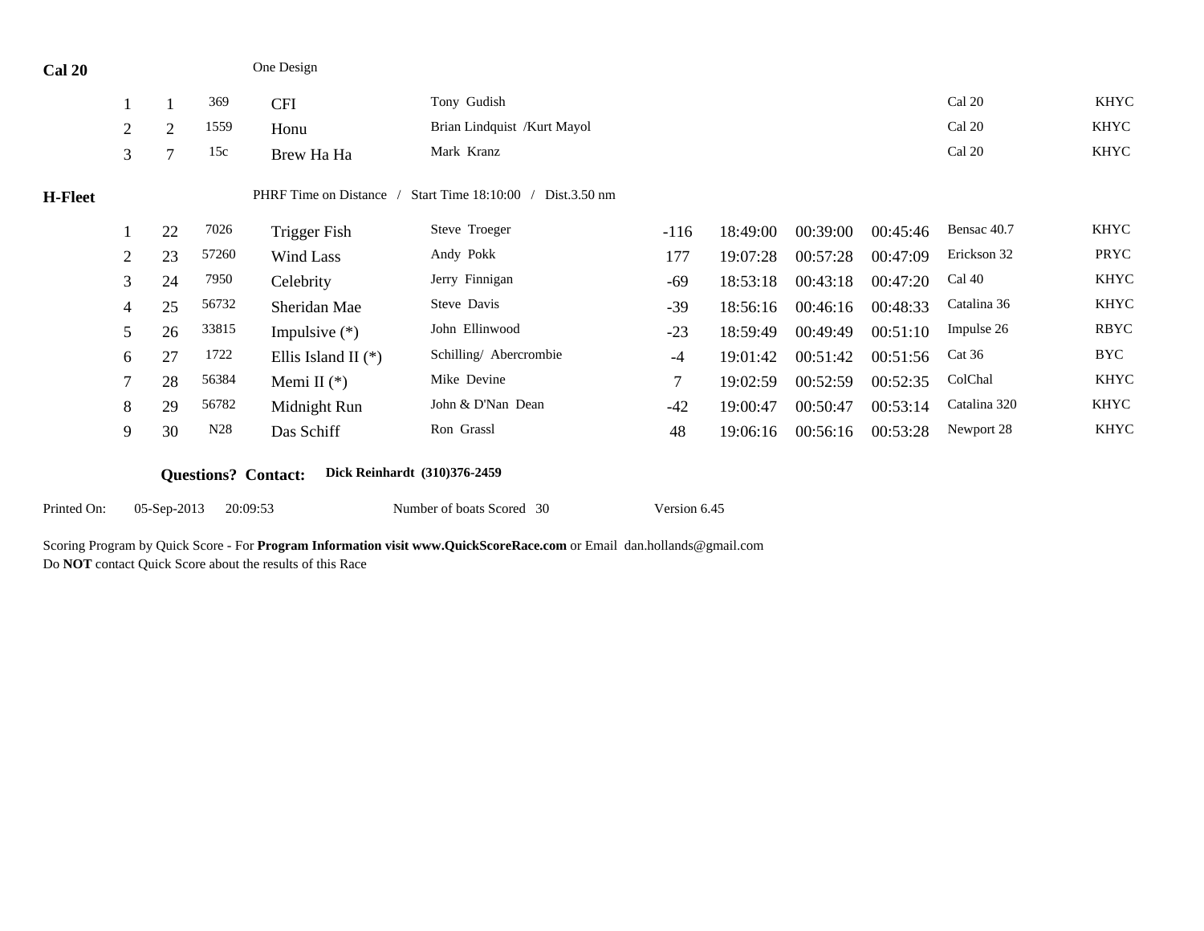**Cal 20** One Design

| | | | | | | | |
|---|---|---|---|---|---|---|---|
| 1 | 1 | 369 | CFI | Tony Gudish | | Cal 20 | KHYC |
| 2 | 2 | 1559 | Honu | Brian Lindquist /Kurt Mayol | | Cal 20 | KHYC |
| 3 | 7 | 15c | Brew Ha Ha | Mark Kranz | | Cal 20 | KHYC |

**H-Fleet** PHRF Time on Distance / Start Time 18:10:00 / Dist.3.50 nm

| | | | | | | | | | | | |
|---|---|---|---|---|---|---|---|---|---|---|---|
| 1 | 22 | 7026 | Trigger Fish | Steve Troeger | -116 | 18:49:00 | 00:39:00 | 00:45:46 | Bensac 40.7 | KHYC |
| 2 | 23 | 57260 | Wind Lass | Andy Pokk | 177 | 19:07:28 | 00:57:28 | 00:47:09 | Erickson 32 | PRYC |
| 3 | 24 | 7950 | Celebrity | Jerry Finnigan | -69 | 18:53:18 | 00:43:18 | 00:47:20 | Cal 40 | KHYC |
| 4 | 25 | 56732 | Sheridan Mae | Steve Davis | -39 | 18:56:16 | 00:46:16 | 00:48:33 | Catalina 36 | KHYC |
| 5 | 26 | 33815 | Impulsive (*) | John Ellinwood | -23 | 18:59:49 | 00:49:49 | 00:51:10 | Impulse 26 | RBYC |
| 6 | 27 | 1722 | Ellis Island II (*) | Schilling/ Abercrombie | -4 | 19:01:42 | 00:51:42 | 00:51:56 | Cat 36 | BYC |
| 7 | 28 | 56384 | Memi II (*) | Mike Devine | 7 | 19:02:59 | 00:52:59 | 00:52:35 | ColChal | KHYC |
| 8 | 29 | 56782 | Midnight Run | John & D'Nan Dean | -42 | 19:00:47 | 00:50:47 | 00:53:14 | Catalina 320 | KHYC |
| 9 | 30 | N28 | Das Schiff | Ron Grassl | 48 | 19:06:16 | 00:56:16 | 00:53:28 | Newport 28 | KHYC |

**Questions? Contact: Dick Reinhardt (310)376-2459**

Printed On: 05-Sep-2013 20:09:53 Number of boats Scored 30 Version 6.45

Scoring Program by Quick Score - For **Program Information visit www.QuickScoreRace.com** or Email dan.hollands@gmail.com
Do **NOT** contact Quick Score about the results of this Race